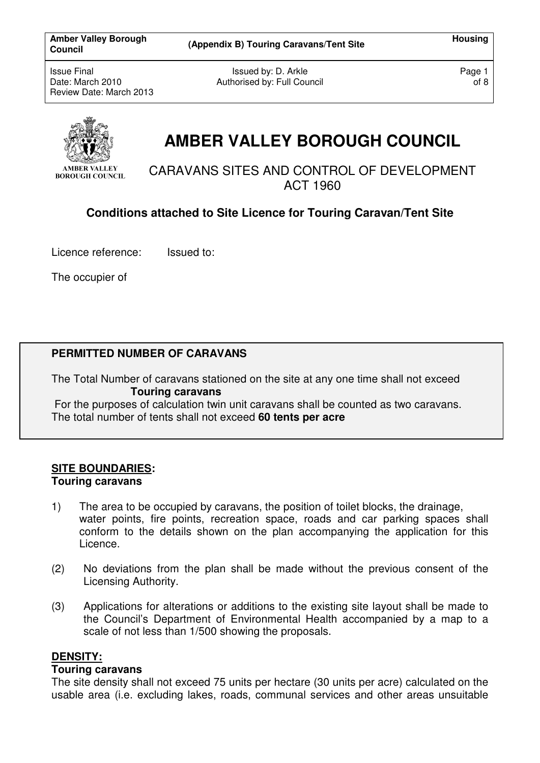# AMBER VALLEY BOROUGH COUNCIL

## CARAVANS SITES AND CONTROL OF DEVELOPMENT ACT 1960

### Conditions attached to Site Licence for Touring Caravan/Tent Site

Licence reference: Issued to:

The occupier of

**PERMITTED NUMBER OF CARAVANS**

The Total Number of caravans stationed on the site at any one time shall not exceed
**Touring caravans**
For the purposes of calculation twin unit caravans shall be counted as two caravans.
The total number of tents shall not exceed **60 tents per acre**

**SITE BOUNDARIES:**
**Touring caravans**

1) The area to be occupied by caravans, the position of toilet blocks, the drainage, water points, fire points, recreation space, roads and car parking spaces shall conform to the details shown on the plan accompanying the application for this Licence.

(2) No deviations from the plan shall be made without the previous consent of the Licensing Authority.

(3) Applications for alterations or additions to the existing site layout shall be made to the Council's Department of Environmental Health accompanied by a map to a scale of not less than 1/500 showing the proposals.

**DENSITY:**
**Touring caravans**
The site density shall not exceed 75 units per hectare (30 units per acre) calculated on the usable area (i.e. excluding lakes, roads, communal services and other areas unsuitable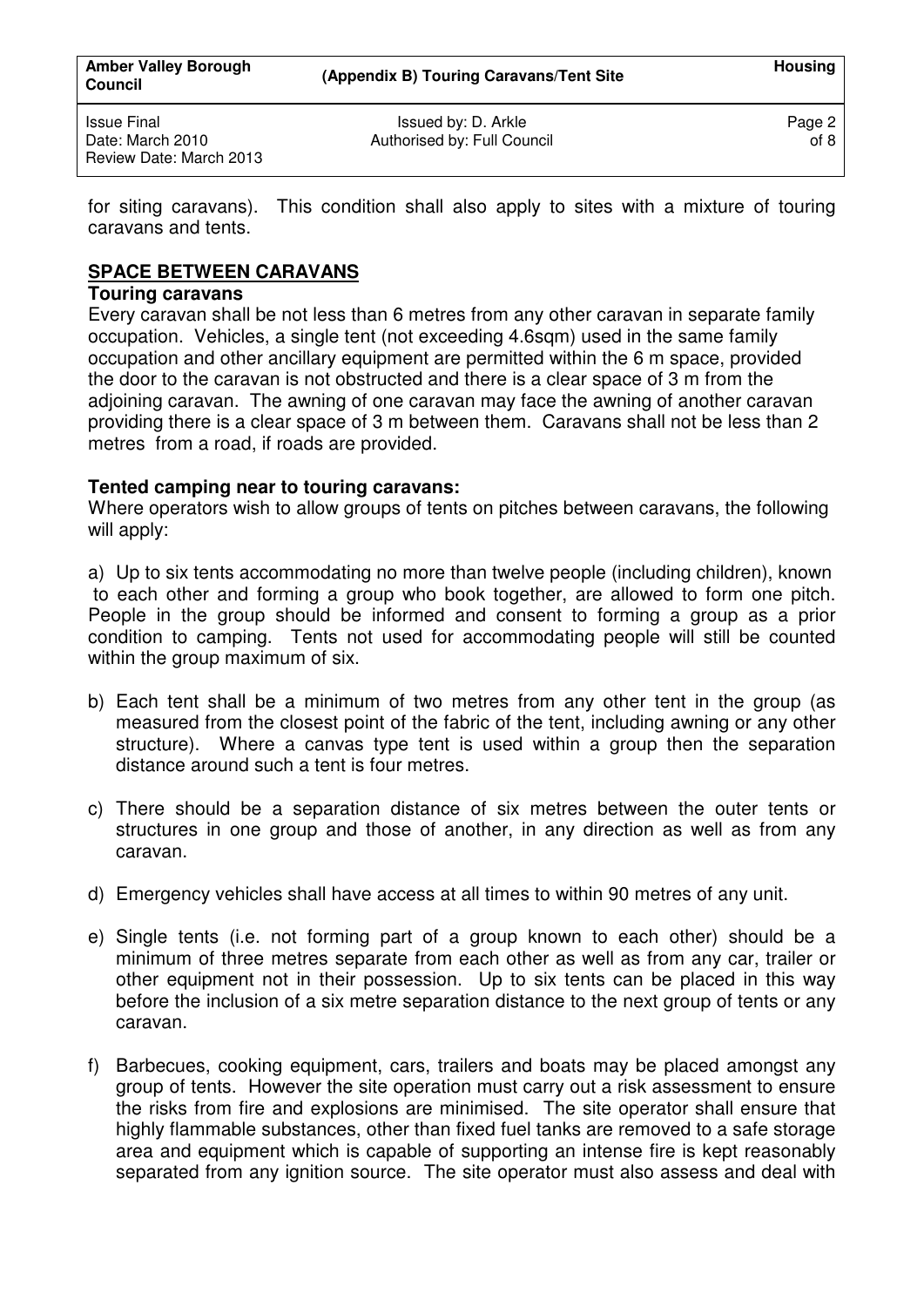for siting caravans). This condition shall also apply to sites with a mixture of touring caravans and tents.

## SPACE BETWEEN CARAVANS

**Touring caravans**

Every caravan shall be not less than 6 metres from any other caravan in separate family occupation. Vehicles, a single tent (not exceeding 4.6sqm) used in the same family occupation and other ancillary equipment are permitted within the 6 m space, provided the door to the caravan is not obstructed and there is a clear space of 3 m from the adjoining caravan. The awning of one caravan may face the awning of another caravan providing there is a clear space of 3 m between them. Caravans shall not be less than 2 metres from a road, if roads are provided.

**Tented camping near to touring caravans:**

Where operators wish to allow groups of tents on pitches between caravans, the following will apply:

a) Up to six tents accommodating no more than twelve people (including children), known to each other and forming a group who book together, are allowed to form one pitch. People in the group should be informed and consent to forming a group as a prior condition to camping. Tents not used for accommodating people will still be counted within the group maximum of six.

b) Each tent shall be a minimum of two metres from any other tent in the group (as measured from the closest point of the fabric of the tent, including awning or any other structure). Where a canvas type tent is used within a group then the separation distance around such a tent is four metres.

c) There should be a separation distance of six metres between the outer tents or structures in one group and those of another, in any direction as well as from any caravan.

d) Emergency vehicles shall have access at all times to within 90 metres of any unit.

e) Single tents (i.e. not forming part of a group known to each other) should be a minimum of three metres separate from each other as well as from any car, trailer or other equipment not in their possession. Up to six tents can be placed in this way before the inclusion of a six metre separation distance to the next group of tents or any caravan.

f) Barbecues, cooking equipment, cars, trailers and boats may be placed amongst any group of tents. However the site operation must carry out a risk assessment to ensure the risks from fire and explosions are minimised. The site operator shall ensure that highly flammable substances, other than fixed fuel tanks are removed to a safe storage area and equipment which is capable of supporting an intense fire is kept reasonably separated from any ignition source. The site operator must also assess and deal with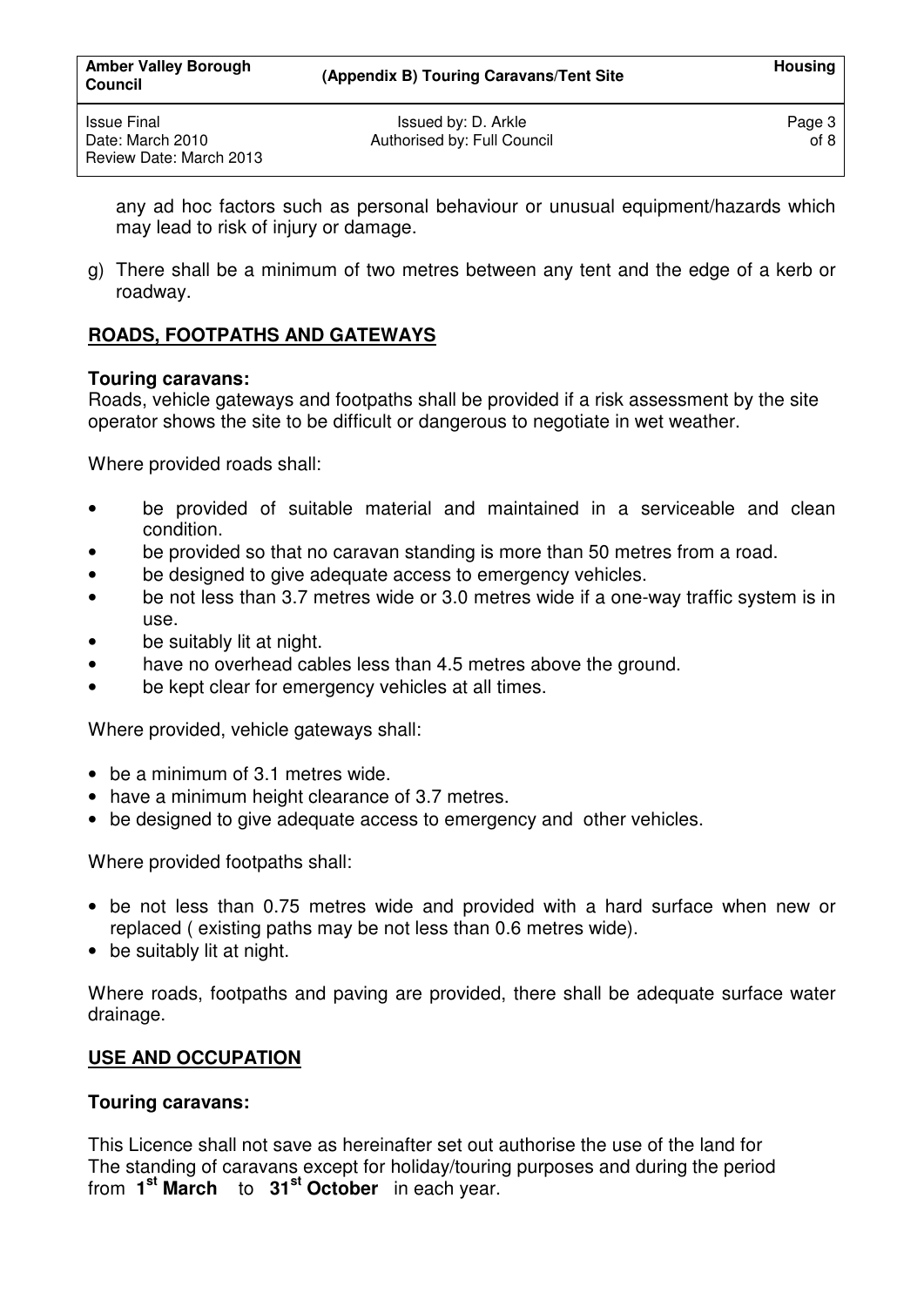any ad hoc factors such as personal behaviour or unusual equipment/hazards which may lead to risk of injury or damage.

g) There shall be a minimum of two metres between any tent and the edge of a kerb or roadway.

## ROADS, FOOTPATHS AND GATEWAYS

**Touring caravans:**

Roads, vehicle gateways and footpaths shall be provided if a risk assessment by the site operator shows the site to be difficult or dangerous to negotiate in wet weather.

Where provided roads shall:

- be provided of suitable material and maintained in a serviceable and clean condition.
- be provided so that no caravan standing is more than 50 metres from a road.
- be designed to give adequate access to emergency vehicles.
- be not less than 3.7 metres wide or 3.0 metres wide if a one-way traffic system is in use.
- be suitably lit at night.
- have no overhead cables less than 4.5 metres above the ground.
- be kept clear for emergency vehicles at all times.

Where provided, vehicle gateways shall:

- be a minimum of 3.1 metres wide.
- have a minimum height clearance of 3.7 metres.
- be designed to give adequate access to emergency and other vehicles.

Where provided footpaths shall:

- be not less than 0.75 metres wide and provided with a hard surface when new or replaced ( existing paths may be not less than 0.6 metres wide).
- be suitably lit at night.

Where roads, footpaths and paving are provided, there shall be adequate surface water drainage.

## USE AND OCCUPATION

**Touring caravans:**

This Licence shall not save as hereinafter set out authorise the use of the land for The standing of caravans except for holiday/touring purposes and during the period from **1st March** to **31st October** in each year.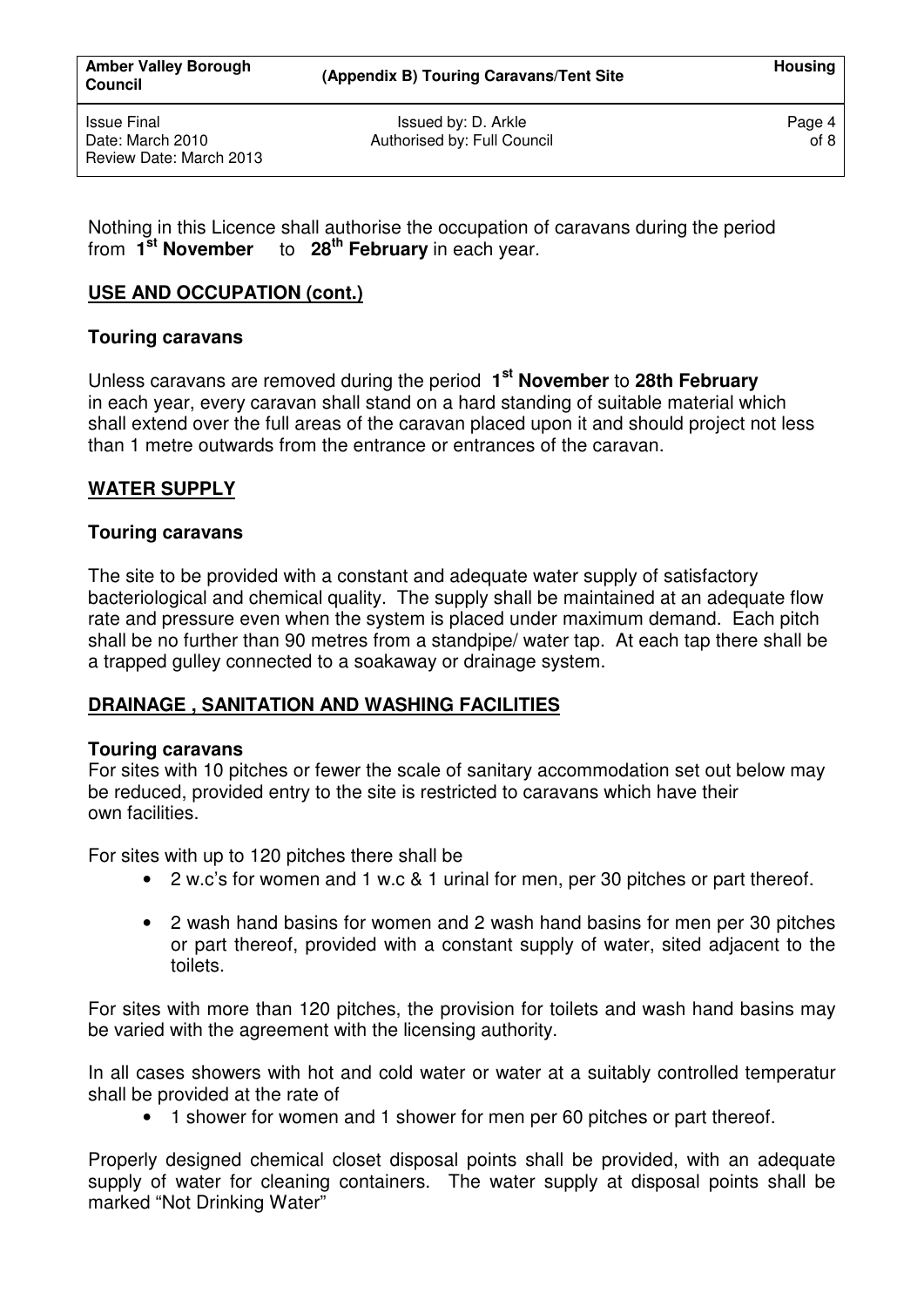Nothing in this Licence shall authorise the occupation of caravans during the period from **1st November** to **28th February** in each year.

## USE AND OCCUPATION (cont.)

### Touring caravans

Unless caravans are removed during the period **1st November** to **28th February** in each year, every caravan shall stand on a hard standing of suitable material which shall extend over the full areas of the caravan placed upon it and should project not less than 1 metre outwards from the entrance or entrances of the caravan.

## WATER SUPPLY

### Touring caravans

The site to be provided with a constant and adequate water supply of satisfactory bacteriological and chemical quality. The supply shall be maintained at an adequate flow rate and pressure even when the system is placed under maximum demand. Each pitch shall be no further than 90 metres from a standpipe/ water tap. At each tap there shall be a trapped gulley connected to a soakaway or drainage system.

## DRAINAGE , SANITATION AND WASHING FACILITIES

### Touring caravans

For sites with 10 pitches or fewer the scale of sanitary accommodation set out below may be reduced, provided entry to the site is restricted to caravans which have their own facilities.

For sites with up to 120 pitches there shall be

- 2 w.c's for women and 1 w.c & 1 urinal for men, per 30 pitches or part thereof.
- 2 wash hand basins for women and 2 wash hand basins for men per 30 pitches or part thereof, provided with a constant supply of water, sited adjacent to the toilets.

For sites with more than 120 pitches, the provision for toilets and wash hand basins may be varied with the agreement with the licensing authority.

In all cases showers with hot and cold water or water at a suitably controlled temperatur shall be provided at the rate of

- 1 shower for women and 1 shower for men per 60 pitches or part thereof.

Properly designed chemical closet disposal points shall be provided, with an adequate supply of water for cleaning containers. The water supply at disposal points shall be marked "Not Drinking Water"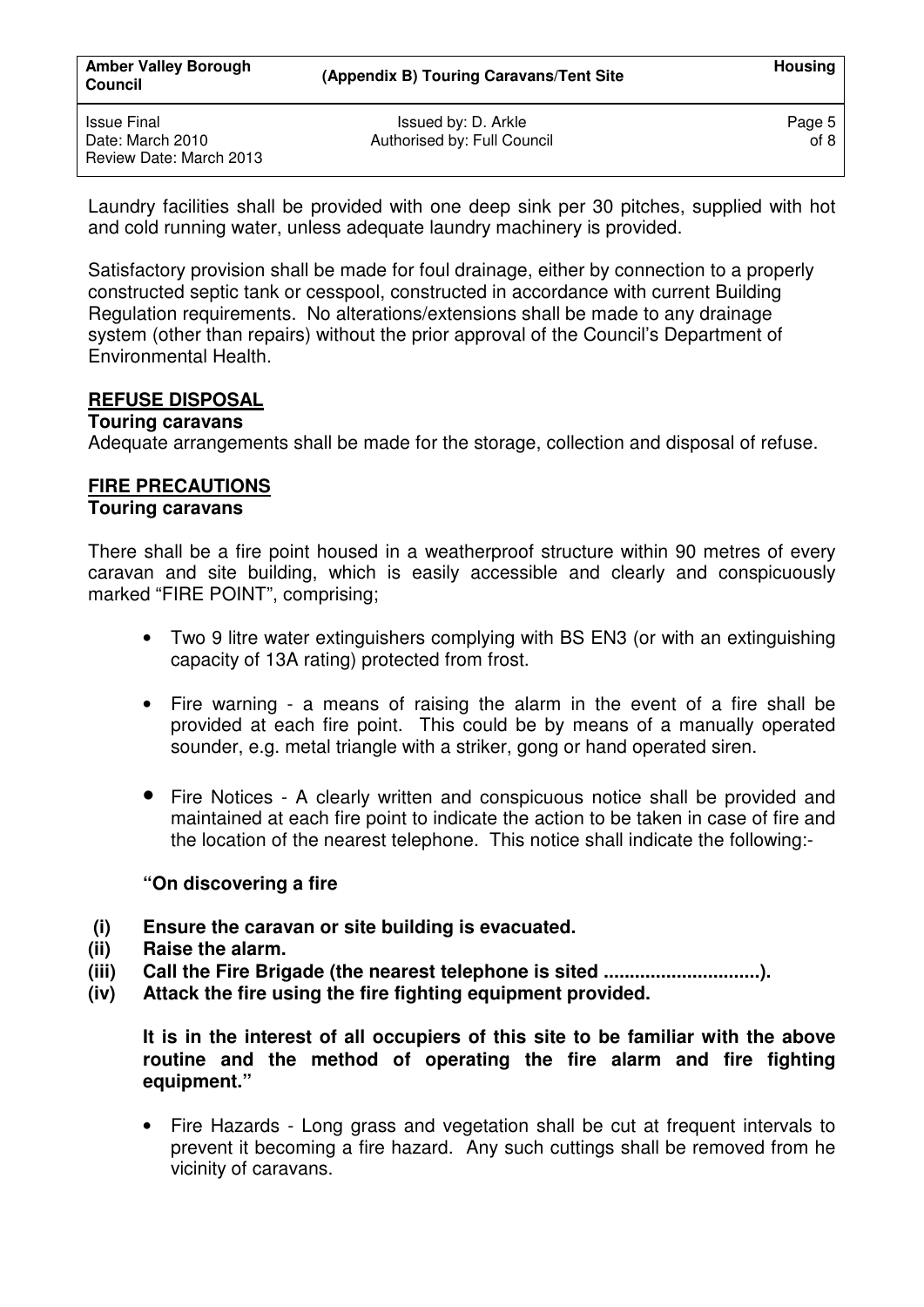Laundry facilities shall be provided with one deep sink per 30 pitches, supplied with hot and cold running water, unless adequate laundry machinery is provided.

Satisfactory provision shall be made for foul drainage, either by connection to a properly constructed septic tank or cesspool, constructed in accordance with current Building Regulation requirements. No alterations/extensions shall be made to any drainage system (other than repairs) without the prior approval of the Council's Department of Environmental Health.

## REFUSE DISPOSAL

**Touring caravans**

Adequate arrangements shall be made for the storage, collection and disposal of refuse.

## FIRE PRECAUTIONS

**Touring caravans**

There shall be a fire point housed in a weatherproof structure within 90 metres of every caravan and site building, which is easily accessible and clearly and conspicuously marked "FIRE POINT", comprising;

- Two 9 litre water extinguishers complying with BS EN3 (or with an extinguishing capacity of 13A rating) protected from frost.

- Fire warning - a means of raising the alarm in the event of a fire shall be provided at each fire point. This could be by means of a manually operated sounder, e.g. metal triangle with a striker, gong or hand operated siren.

- Fire Notices - A clearly written and conspicuous notice shall be provided and maintained at each fire point to indicate the action to be taken in case of fire and the location of the nearest telephone. This notice shall indicate the following:-

**"On discovering a fire**

**(i) Ensure the caravan or site building is evacuated.**
**(ii) Raise the alarm.**
**(iii) Call the Fire Brigade (the nearest telephone is sited .............................).**
**(iv) Attack the fire using the fire fighting equipment provided.**

**It is in the interest of all occupiers of this site to be familiar with the above routine and the method of operating the fire alarm and fire fighting equipment."**

- Fire Hazards - Long grass and vegetation shall be cut at frequent intervals to prevent it becoming a fire hazard. Any such cuttings shall be removed from he vicinity of caravans.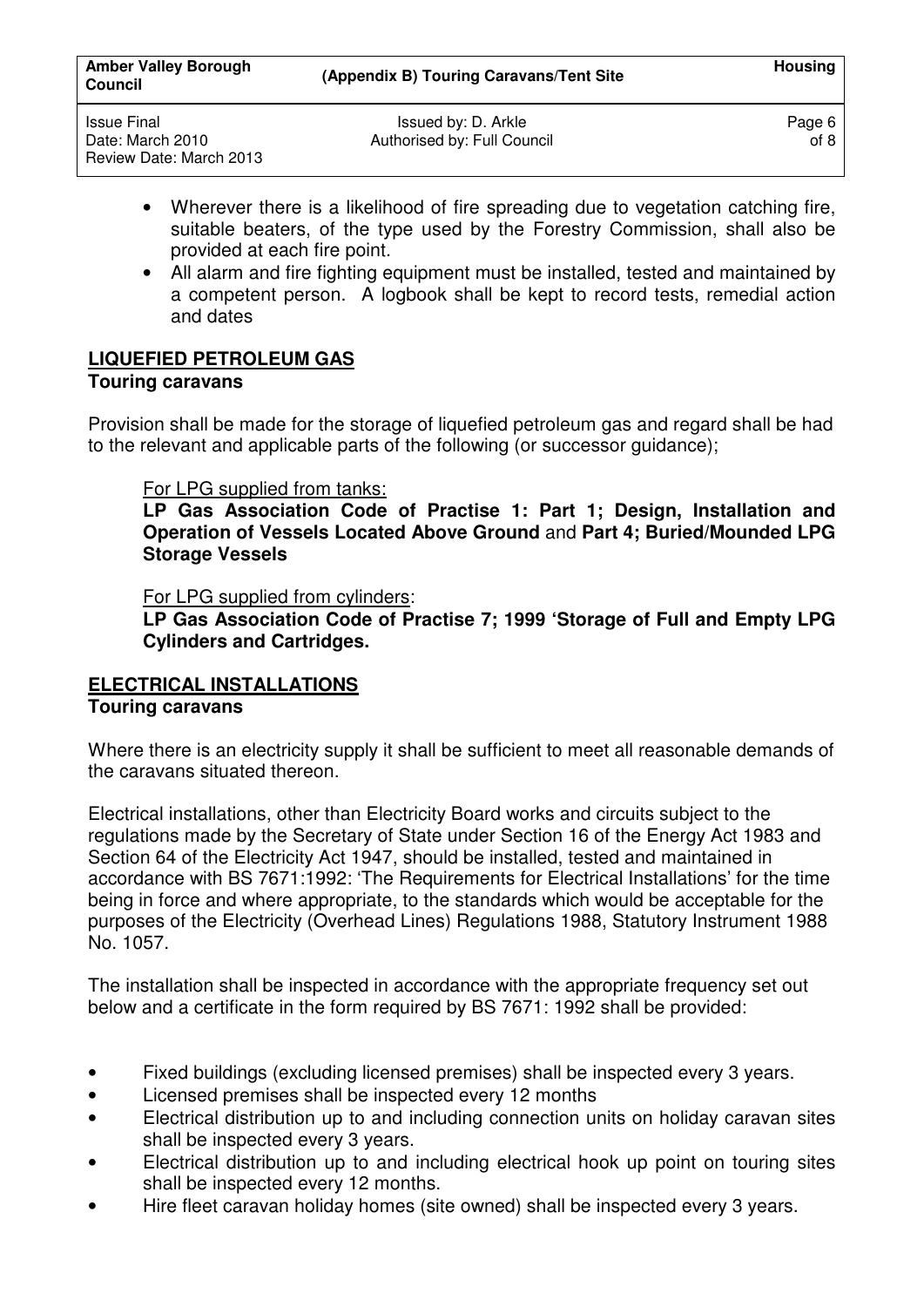- Wherever there is a likelihood of fire spreading due to vegetation catching fire, suitable beaters, of the type used by the Forestry Commission, shall also be provided at each fire point.
- All alarm and fire fighting equipment must be installed, tested and maintained by a competent person. A logbook shall be kept to record tests, remedial action and dates

## LIQUEFIED PETROLEUM GAS

**Touring caravans**

Provision shall be made for the storage of liquefied petroleum gas and regard shall be had to the relevant and applicable parts of the following (or successor guidance);

For LPG supplied from tanks:
**LP Gas Association Code of Practise 1: Part 1; Design, Installation and Operation of Vessels Located Above Ground** and **Part 4; Buried/Mounded LPG Storage Vessels**

For LPG supplied from cylinders:
**LP Gas Association Code of Practise 7; 1999 'Storage of Full and Empty LPG Cylinders and Cartridges.**

## ELECTRICAL INSTALLATIONS

**Touring caravans**

Where there is an electricity supply it shall be sufficient to meet all reasonable demands of the caravans situated thereon.

Electrical installations, other than Electricity Board works and circuits subject to the regulations made by the Secretary of State under Section 16 of the Energy Act 1983 and Section 64 of the Electricity Act 1947, should be installed, tested and maintained in accordance with BS 7671:1992: 'The Requirements for Electrical Installations' for the time being in force and where appropriate, to the standards which would be acceptable for the purposes of the Electricity (Overhead Lines) Regulations 1988, Statutory Instrument 1988 No. 1057.

The installation shall be inspected in accordance with the appropriate frequency set out below and a certificate in the form required by BS 7671: 1992 shall be provided:

- Fixed buildings (excluding licensed premises) shall be inspected every 3 years.
- Licensed premises shall be inspected every 12 months
- Electrical distribution up to and including connection units on holiday caravan sites shall be inspected every 3 years.
- Electrical distribution up to and including electrical hook up point on touring sites shall be inspected every 12 months.
- Hire fleet caravan holiday homes (site owned) shall be inspected every 3 years.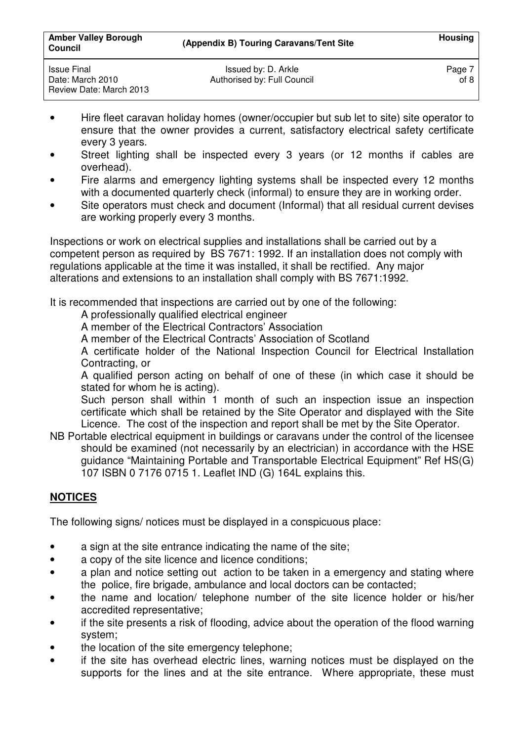- Hire fleet caravan holiday homes (owner/occupier but sub let to site) site operator to ensure that the owner provides a current, satisfactory electrical safety certificate every 3 years.
- Street lighting shall be inspected every 3 years (or 12 months if cables are overhead).
- Fire alarms and emergency lighting systems shall be inspected every 12 months with a documented quarterly check (informal) to ensure they are in working order.
- Site operators must check and document (Informal) that all residual current devises are working properly every 3 months.

Inspections or work on electrical supplies and installations shall be carried out by a competent person as required by BS 7671: 1992. If an installation does not comply with regulations applicable at the time it was installed, it shall be rectified. Any major alterations and extensions to an installation shall comply with BS 7671:1992.

It is recommended that inspections are carried out by one of the following:

A professionally qualified electrical engineer

A member of the Electrical Contractors' Association

A member of the Electrical Contracts' Association of Scotland

A certificate holder of the National Inspection Council for Electrical Installation Contracting, or

A qualified person acting on behalf of one of these (in which case it should be stated for whom he is acting).

Such person shall within 1 month of such an inspection issue an inspection certificate which shall be retained by the Site Operator and displayed with the Site Licence. The cost of the inspection and report shall be met by the Site Operator.

NB Portable electrical equipment in buildings or caravans under the control of the licensee should be examined (not necessarily by an electrician) in accordance with the HSE guidance "Maintaining Portable and Transportable Electrical Equipment" Ref HS(G) 107 ISBN 0 7176 0715 1. Leaflet IND (G) 164L explains this.

## NOTICES

The following signs/ notices must be displayed in a conspicuous place:

- a sign at the site entrance indicating the name of the site;
- a copy of the site licence and licence conditions;
- a plan and notice setting out action to be taken in a emergency and stating where the police, fire brigade, ambulance and local doctors can be contacted;
- the name and location/ telephone number of the site licence holder or his/her accredited representative;
- if the site presents a risk of flooding, advice about the operation of the flood warning system;
- the location of the site emergency telephone;
- if the site has overhead electric lines, warning notices must be displayed on the supports for the lines and at the site entrance. Where appropriate, these must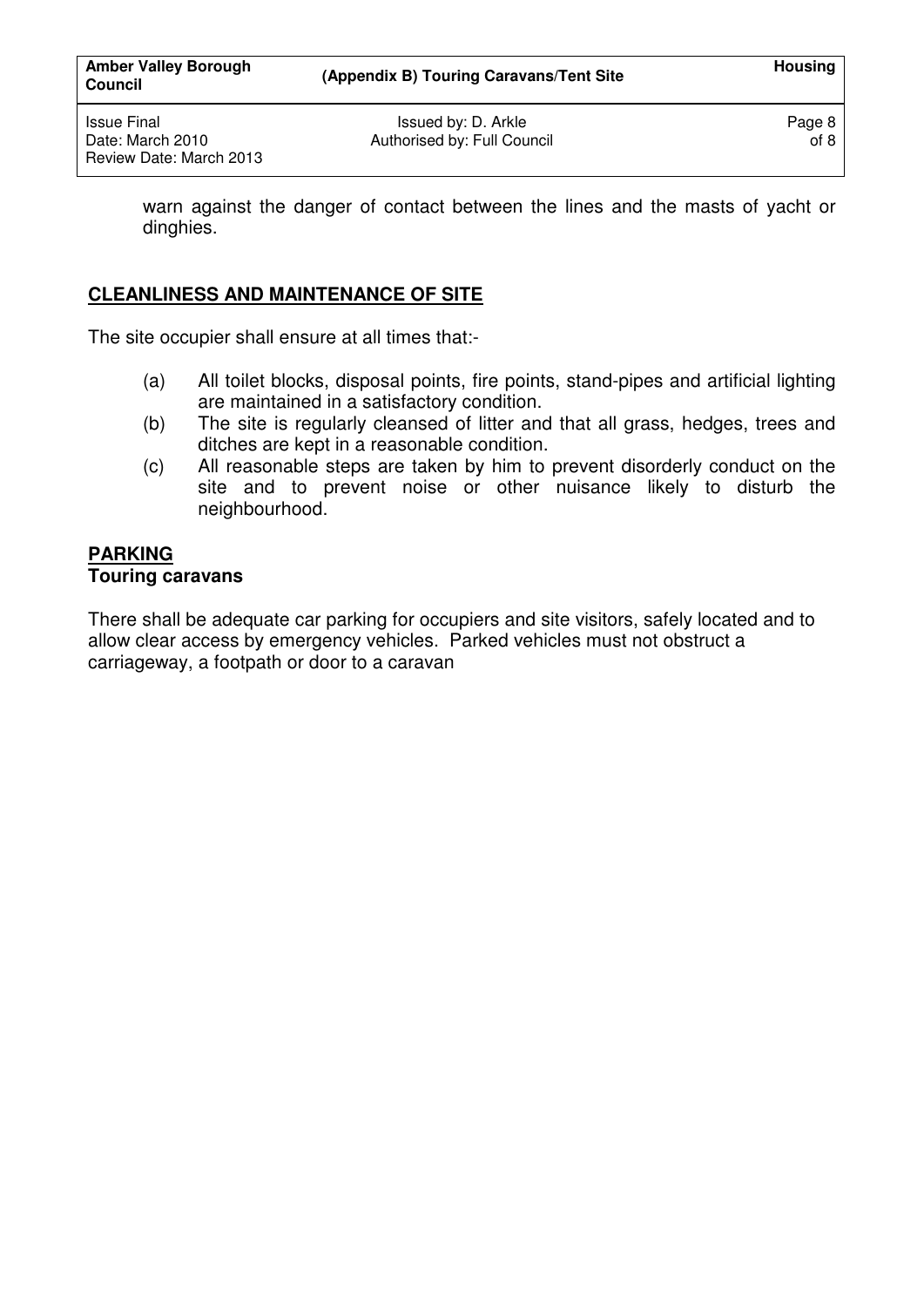warn against the danger of contact between the lines and the masts of yacht or dinghies.

## **CLEANLINESS AND MAINTENANCE OF SITE**

The site occupier shall ensure at all times that:-

(a) All toilet blocks, disposal points, fire points, stand-pipes and artificial lighting are maintained in a satisfactory condition.

(b) The site is regularly cleansed of litter and that all grass, hedges, trees and ditches are kept in a reasonable condition.

(c) All reasonable steps are taken by him to prevent disorderly conduct on the site and to prevent noise or other nuisance likely to disturb the neighbourhood.

## **PARKING**

### **Touring caravans**

There shall be adequate car parking for occupiers and site visitors, safely located and to allow clear access by emergency vehicles. Parked vehicles must not obstruct a carriageway, a footpath or door to a caravan